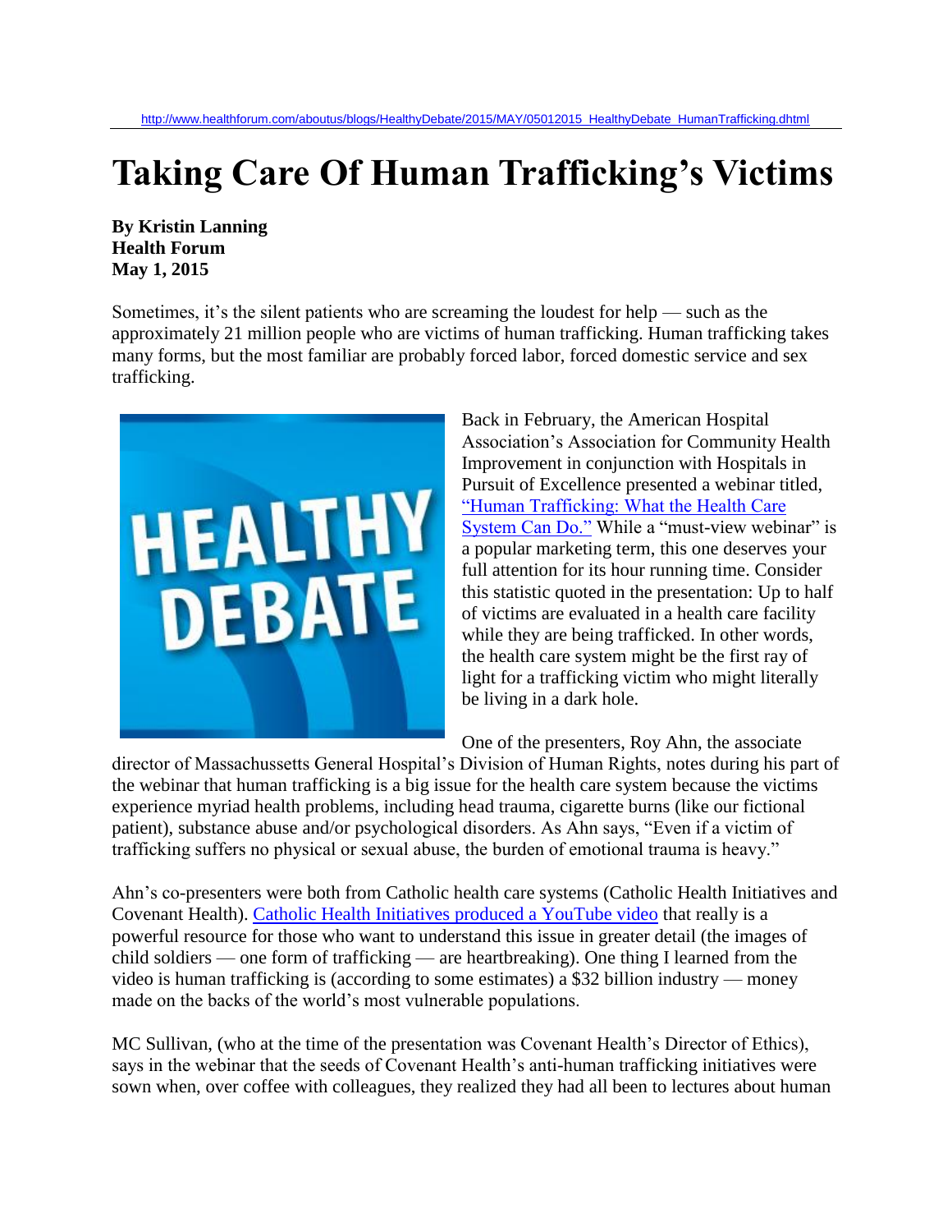http://www.healthforum.com/aboutus/blogs/HealthyDebate/2015/MAY/05012015_HealthyDebate_HumanTrafficking.dhtml

# Taking Care Of Human Trafficking's Victims

**By Kristin Lanning**
**Health Forum**
**May 1, 2015**

Sometimes, it's the silent patients who are screaming the loudest for help — such as the approximately 21 million people who are victims of human trafficking. Human trafficking takes many forms, but the most familiar are probably forced labor, forced domestic service and sex trafficking.

Back in February, the American Hospital Association's Association for Community Health Improvement in conjunction with Hospitals in Pursuit of Excellence presented a webinar titled, "Human Trafficking: What the Health Care System Can Do." While a "must-view webinar" is a popular marketing term, this one deserves your full attention for its hour running time. Consider this statistic quoted in the presentation: Up to half of victims are evaluated in a health care facility while they are being trafficked. In other words, the health care system might be the first ray of light for a trafficking victim who might literally be living in a dark hole.

One of the presenters, Roy Ahn, the associate director of Massachussetts General Hospital's Division of Human Rights, notes during his part of the webinar that human trafficking is a big issue for the health care system because the victims experience myriad health problems, including head trauma, cigarette burns (like our fictional patient), substance abuse and/or psychological disorders. As Ahn says, "Even if a victim of trafficking suffers no physical or sexual abuse, the burden of emotional trauma is heavy."

Ahn's co-presenters were both from Catholic health care systems (Catholic Health Initiatives and Covenant Health). Catholic Health Initiatives produced a YouTube video that really is a powerful resource for those who want to understand this issue in greater detail (the images of child soldiers — one form of trafficking — are heartbreaking). One thing I learned from the video is human trafficking is (according to some estimates) a $32 billion industry — money made on the backs of the world's most vulnerable populations.

MC Sullivan, (who at the time of the presentation was Covenant Health's Director of Ethics), says in the webinar that the seeds of Covenant Health's anti-human trafficking initiatives were sown when, over coffee with colleagues, they realized they had all been to lectures about human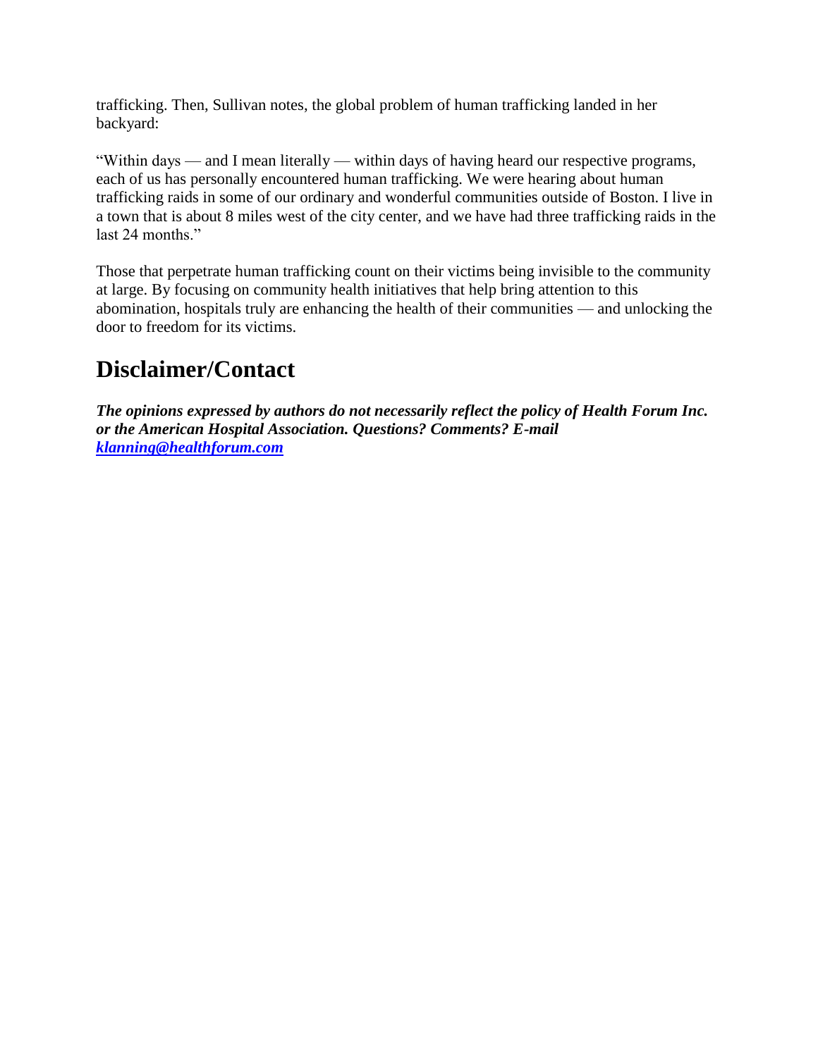trafficking. Then, Sullivan notes, the global problem of human trafficking landed in her backyard:

"Within days — and I mean literally — within days of having heard our respective programs, each of us has personally encountered human trafficking. We were hearing about human trafficking raids in some of our ordinary and wonderful communities outside of Boston. I live in a town that is about 8 miles west of the city center, and we have had three trafficking raids in the last 24 months."

Those that perpetrate human trafficking count on their victims being invisible to the community at large. By focusing on community health initiatives that help bring attention to this abomination, hospitals truly are enhancing the health of their communities — and unlocking the door to freedom for its victims.

## Disclaimer/Contact

***The opinions expressed by authors do not necessarily reflect the policy of Health Forum Inc. or the American Hospital Association. Questions? Comments? E-mail [klanning@healthforum.com](mailto:klanning@healthforum.com)***